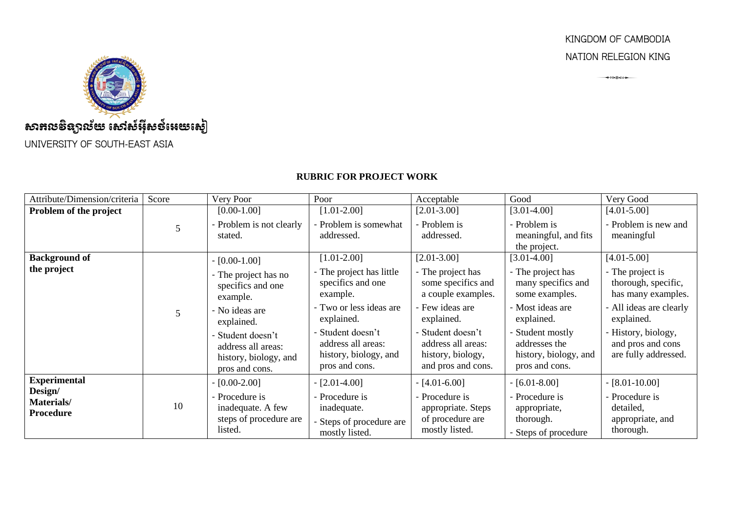KINGDOM OF CAMBODIA

NATION RELEGION KING

សាកលវិទ្យាល័យ សៅស៍អ៊ីសថ៍អេយសៀ

UNIVERSITY OF SOUTH-EAST ASIA

**RUBRIC FOR PROJECT WORK**

| Attribute/Dimension/criteria | Score | Very Poor | Poor | Acceptable | Good | Very Good |
|---|---|---|---|---|---|---|
| **Problem of the project** | 5 | [0.00-1.00]<br>- Problem is not clearly stated. | [1.01-2.00]<br>- Problem is somewhat addressed. | [2.01-3.00]<br>- Problem is addressed. | [3.01-4.00]<br>- Problem is meaningful, and fits the project. | [4.01-5.00]<br>- Problem is new and meaningful |
| **Background of the project** | 5 | - [0.00-1.00]<br>- The project has no specifics and one example.<br>- No ideas are explained.<br>- Student doesn't address all areas: history, biology, and pros and cons. | [1.01-2.00]<br>- The project has little specifics and one example.<br>- Two or less ideas are explained.<br>- Student doesn't address all areas: history, biology, and pros and cons. | [2.01-3.00]<br>- The project has some specifics and a couple examples.<br>- Few ideas are explained.<br>- Student doesn't address all areas: history, biology, and pros and cons. | [3.01-4.00]<br>- The project has many specifics and some examples.<br>- Most ideas are clearly explained.<br>- Student mostly addresses the history, biology, and pros and cons. | [4.01-5.00]<br>- The project is thorough, specific, has many examples.<br>- All ideas are clearly explained.<br>- History, biology, and pros and cons are fully addressed. |
| **Experimental Design/ Materials/ Procedure** | 10 | - [0.00-2.00]<br>- Procedure is inadequate. A few steps of procedure are listed. | - [2.01-4.00]<br>- Procedure is inadequate.<br>- Steps of procedure are mostly listed. | - [4.01-6.00]<br>- Procedure is appropriate. Steps of procedure are mostly listed. | - [6.01-8.00]<br>- Procedure is appropriate, thorough.<br>- Steps of procedure | - [8.01-10.00]<br>- Procedure is detailed, appropriate, and thorough. |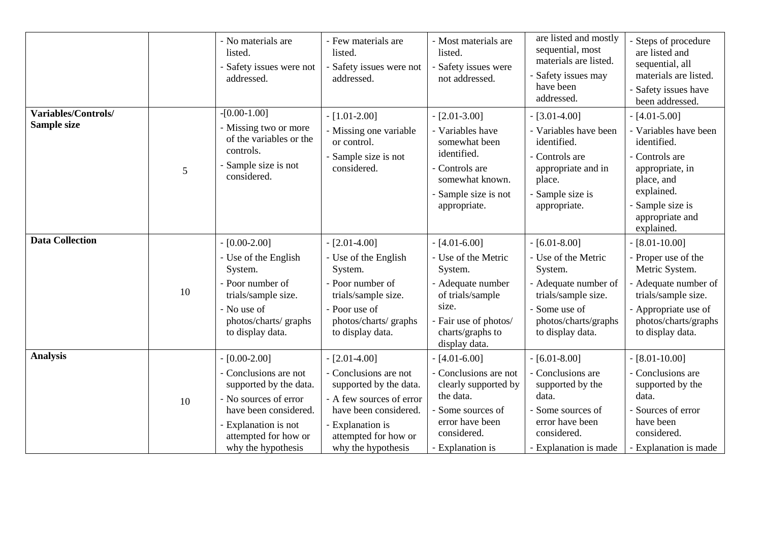| | | | | | | |
|---|---|---|---|---|---|---|
| | | - No materials are listed.<br>- Safety issues were not addressed. | - Few materials are listed.<br>- Safety issues were not addressed. | - Most materials are listed.<br>- Safety issues were not addressed. | are listed and mostly sequential, most materials are listed.<br>- Safety issues may have been addressed. | - Steps of procedure are listed and sequential, all materials are listed.<br>- Safety issues have been addressed. |
| **Variables/Controls/ Sample size** | 5 | -[0.00-1.00]<br>- Missing two or more of the variables or the controls.<br>- Sample size is not considered. | - [1.01-2.00]<br>- Missing one variable or control.<br>- Sample size is not considered. | - [2.01-3.00]<br>- Variables have somewhat been identified.<br>- Controls are somewhat known.<br>- Sample size is not appropriate. | - [3.01-4.00]<br>- Variables have been identified.<br>- Controls are appropriate and in place.<br>- Sample size is appropriate. | - [4.01-5.00]<br>- Variables have been identified.<br>- Controls are appropriate, in place, and explained.<br>- Sample size is appropriate and explained. |
| **Data Collection** | 10 | - [0.00-2.00]<br>- Use of the English System.<br>- Poor number of trials/sample size.<br>- No use of photos/charts/ graphs to display data. | - [2.01-4.00]<br>- Use of the English System.<br>- Poor number of trials/sample size.<br>- Poor use of photos/charts/ graphs to display data. | - [4.01-6.00]<br>- Use of the Metric System.<br>- Adequate number of trials/sample size.<br>- Fair use of photos/ charts/graphs to display data. | - [6.01-8.00]<br>- Use of the Metric System.<br>- Adequate number of trials/sample size.<br>- Some use of photos/charts/graphs to display data. | - [8.01-10.00]<br>- Proper use of the Metric System.<br>- Adequate number of trials/sample size.<br>- Appropriate use of photos/charts/graphs to display data. |
| **Analysis** | 10 | - [0.00-2.00]<br>- Conclusions are not supported by the data.<br>- No sources of error have been considered.<br>- Explanation is not attempted for how or why the hypothesis | - [2.01-4.00]<br>- Conclusions are not supported by the data.<br>- A few sources of error have been considered.<br>- Explanation is attempted for how or why the hypothesis | - [4.01-6.00]<br>- Conclusions are not clearly supported by the data.<br>- Some sources of error have been considered.<br>- Explanation is | - [6.01-8.00]<br>- Conclusions are supported by the data.<br>- Some sources of error have been considered.<br>- Explanation is made | - [8.01-10.00]<br>- Conclusions are supported by the data.<br>- Sources of error have been considered.<br>- Explanation is made |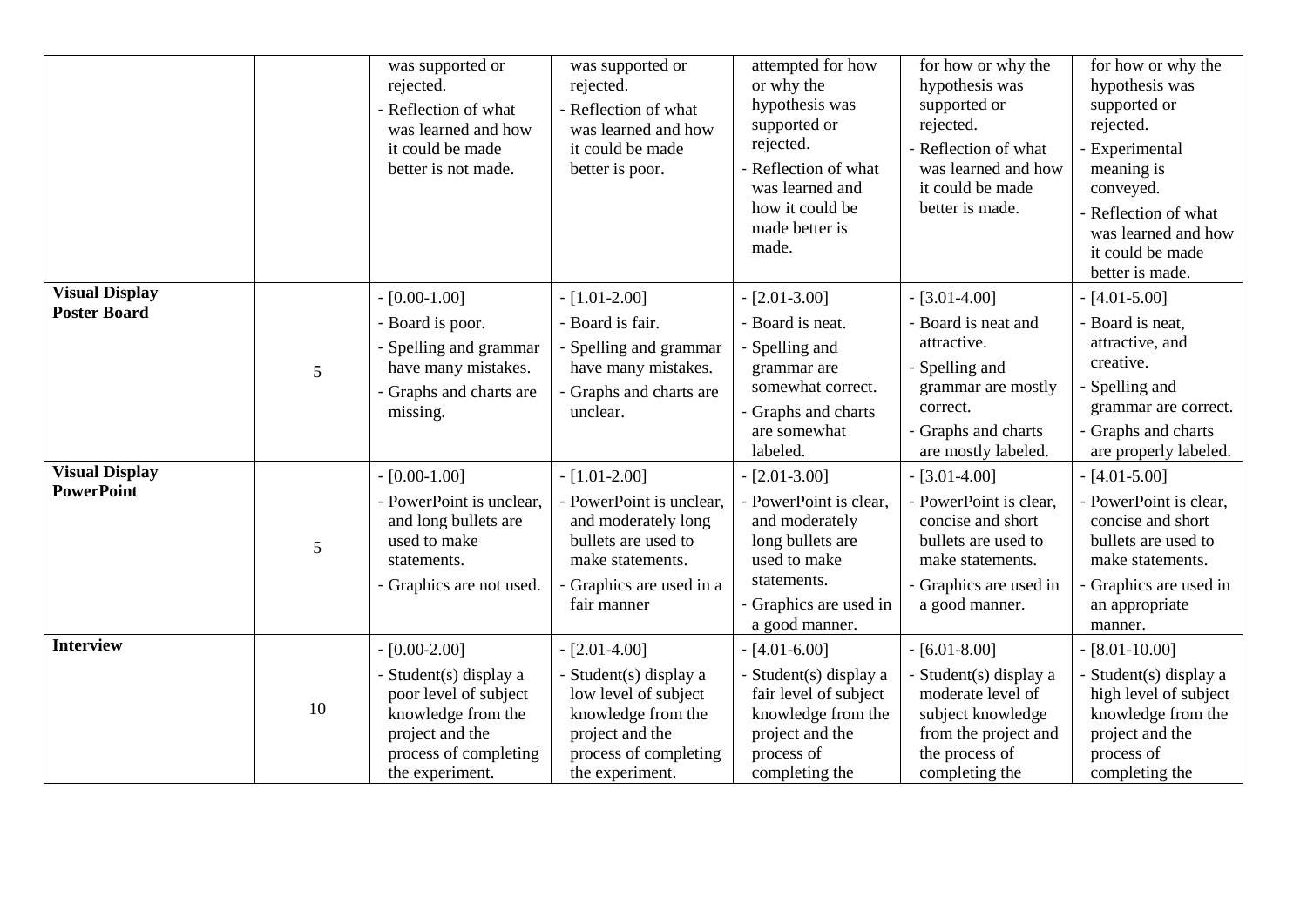| | | | | | | |
|---|---|---|---|---|---|---|
| | | was supported or rejected.<br>- Reflection of what was learned and how it could be made better is not made. | was supported or rejected.<br>- Reflection of what was learned and how it could be made better is poor. | attempted for how or why the hypothesis was supported or rejected.<br>- Reflection of what was learned and how it could be made better is made. | for how or why the hypothesis was supported or rejected.<br>- Reflection of what was learned and how it could be made better is made. | for how or why the hypothesis was supported or rejected.<br>- Experimental meaning is conveyed.<br>- Reflection of what was learned and how it could be made better is made. |
| **Visual Display Poster Board** | 5 | - [0.00-1.00]<br>- Board is poor.<br>- Spelling and grammar have many mistakes.<br>- Graphs and charts are missing. | - [1.01-2.00]<br>- Board is fair.<br>- Spelling and grammar have many mistakes.<br>- Graphs and charts are unclear. | - [2.01-3.00]<br>- Board is neat.<br>- Spelling and grammar are somewhat correct.<br>- Graphs and charts are somewhat labeled. | - [3.01-4.00]<br>- Board is neat and attractive.<br>- Spelling and grammar are mostly correct.<br>- Graphs and charts are mostly labeled. | - [4.01-5.00]<br>- Board is neat, attractive, and creative.<br>- Spelling and grammar are correct.<br>- Graphs and charts are properly labeled. |
| **Visual Display PowerPoint** | 5 | - [0.00-1.00]<br>- PowerPoint is unclear, and long bullets are used to make statements.<br>- Graphics are not used. | - [1.01-2.00]<br>- PowerPoint is unclear, and moderately long bullets are used to make statements.<br>- Graphics are used in a fair manner | - [2.01-3.00]<br>- PowerPoint is clear, and moderately long bullets are used to make statements.<br>- Graphics are used in a good manner. | - [3.01-4.00]<br>- PowerPoint is clear, concise and short bullets are used to make statements.<br>- Graphics are used in a good manner. | - [4.01-5.00]<br>- PowerPoint is clear, concise and short bullets are used to make statements.<br>- Graphics are used in an appropriate manner. |
| **Interview** | 10 | - [0.00-2.00]<br>- Student(s) display a poor level of subject knowledge from the project and the process of completing the experiment. | - [2.01-4.00]<br>- Student(s) display a low level of subject knowledge from the project and the process of completing the experiment. | - [4.01-6.00]<br>- Student(s) display a fair level of subject knowledge from the project and the process of completing the | - [6.01-8.00]<br>- Student(s) display a moderate level of subject knowledge from the project and the process of completing the | - [8.01-10.00]<br>- Student(s) display a high level of subject knowledge from the project and the process of completing the |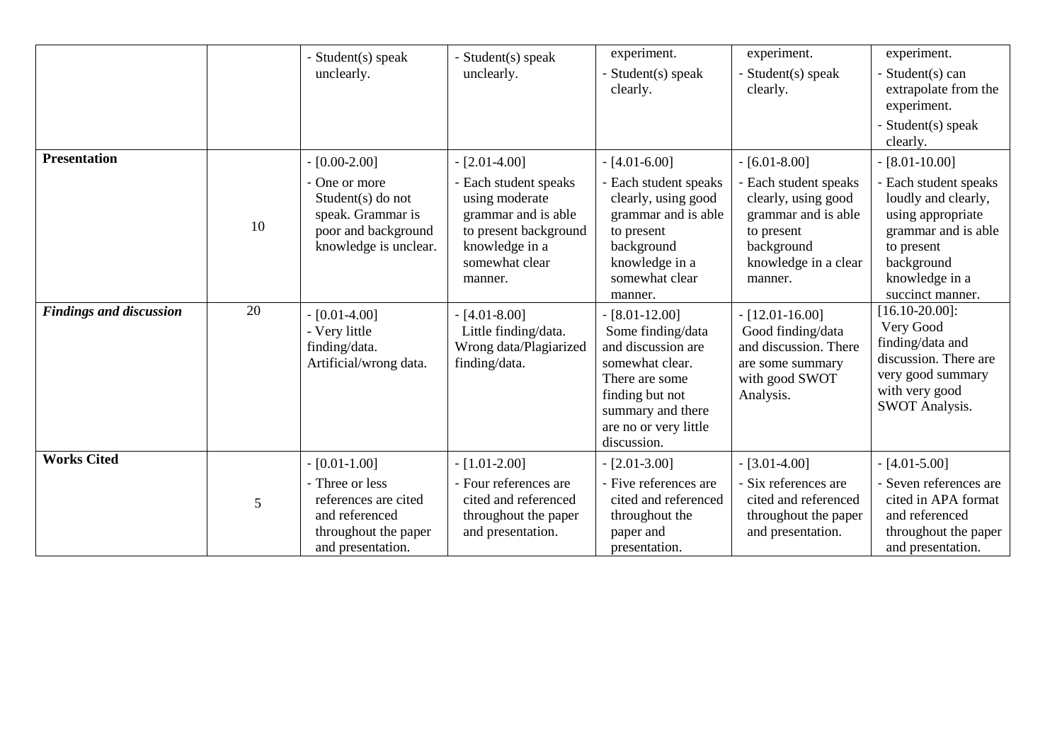| | | | | | | |
|---|---|---|---|---|---|---|
| | | - Student(s) speak unclearly. | - Student(s) speak unclearly. | experiment.<br>- Student(s) speak clearly. | experiment.<br>- Student(s) speak clearly. | experiment.<br>- Student(s) can extrapolate from the experiment.<br>- Student(s) speak clearly. |
| **Presentation** | 10 | - [0.00-2.00]<br>- One or more Student(s) do not speak. Grammar is poor and background knowledge is unclear. | - [2.01-4.00]<br>- Each student speaks using moderate grammar and is able to present background knowledge in a somewhat clear manner. | - [4.01-6.00]<br>- Each student speaks clearly, using good grammar and is able to present background knowledge in a somewhat clear manner. | - [6.01-8.00]<br>- Each student speaks clearly, using good grammar and is able to present background knowledge in a clear manner. | - [8.01-10.00]<br>- Each student speaks loudly and clearly, using appropriate grammar and is able to present background knowledge in a succinct manner. |
| ***Findings and discussion*** | 20 | - [0.01-4.00]<br>- Very little finding/data. Artificial/wrong data. | - [4.01-8.00]<br>Little finding/data. Wrong data/Plagiarized finding/data. | - [8.01-12.00]<br>Some finding/data and discussion are somewhat clear. There are some finding but not summary and there are no or very little discussion. | - [12.01-16.00]<br>Good finding/data and discussion. There are some summary with good SWOT Analysis. | [16.10-20.00]:<br>Very Good finding/data and discussion. There are very good summary with very good SWOT Analysis. |
| **Works Cited** | 5 | - [0.01-1.00]<br>- Three or less references are cited and referenced throughout the paper and presentation. | - [1.01-2.00]<br>- Four references are cited and referenced throughout the paper and presentation. | - [2.01-3.00]<br>- Five references are cited and referenced throughout the paper and presentation. | - [3.01-4.00]<br>- Six references are cited and referenced throughout the paper and presentation. | - [4.01-5.00]<br>- Seven references are cited in APA format and referenced throughout the paper and presentation. |